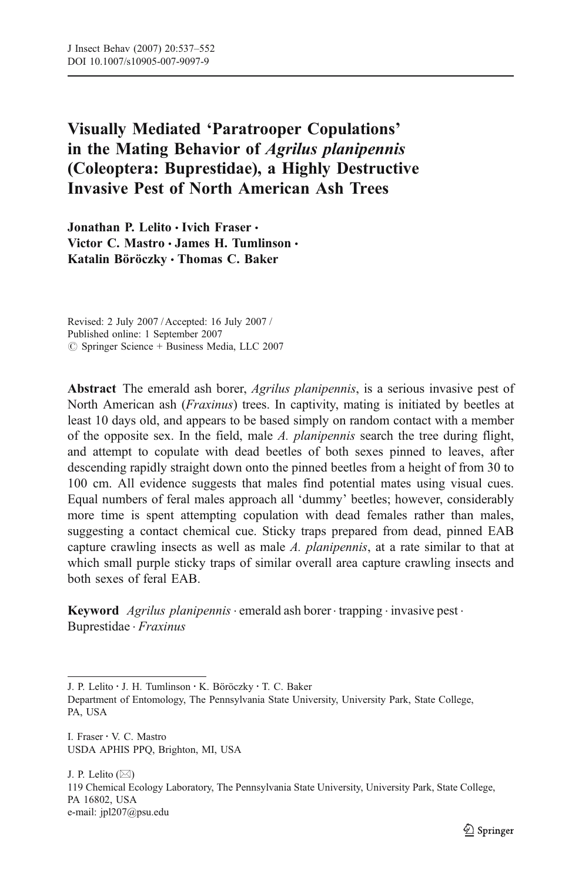# Visually Mediated 'Paratrooper Copulations' in the Mating Behavior of *Agrilus planipennis* (Coleoptera: Buprestidae), a Highly Destructive Invasive Pest of North American Ash Trees

**Jonathan P. Lelito · Ivich Fraser · Victor C. Mastro · James H. Tumlinson · Katalin Böröczky · Thomas C. Baker**

Revised: 2 July 2007 / Accepted: 16 July 2007 /
Published online: 1 September 2007
© Springer Science + Business Media, LLC 2007

**Abstract** The emerald ash borer, *Agrilus planipennis*, is a serious invasive pest of North American ash (*Fraxinus*) trees. In captivity, mating is initiated by beetles at least 10 days old, and appears to be based simply on random contact with a member of the opposite sex. In the field, male *A. planipennis* search the tree during flight, and attempt to copulate with dead beetles of both sexes pinned to leaves, after descending rapidly straight down onto the pinned beetles from a height of from 30 to 100 cm. All evidence suggests that males find potential mates using visual cues. Equal numbers of feral males approach all 'dummy' beetles; however, considerably more time is spent attempting copulation with dead females rather than males, suggesting a contact chemical cue. Sticky traps prepared from dead, pinned EAB capture crawling insects as well as male *A. planipennis*, at a rate similar to that at which small purple sticky traps of similar overall area capture crawling insects and both sexes of feral EAB.

**Keyword** *Agrilus planipennis* · emerald ash borer · trapping · invasive pest · Buprestidae · *Fraxinus*

---

J. P. Lelito · J. H. Tumlinson · K. Böröczky · T. C. Baker
Department of Entomology, The Pennsylvania State University, University Park, State College, PA, USA

I. Fraser · V. C. Mastro
USDA APHIS PPQ, Brighton, MI, USA

J. P. Lelito (✉)
119 Chemical Ecology Laboratory, The Pennsylvania State University, University Park, State College, PA 16802, USA
e-mail: jpl207@psu.edu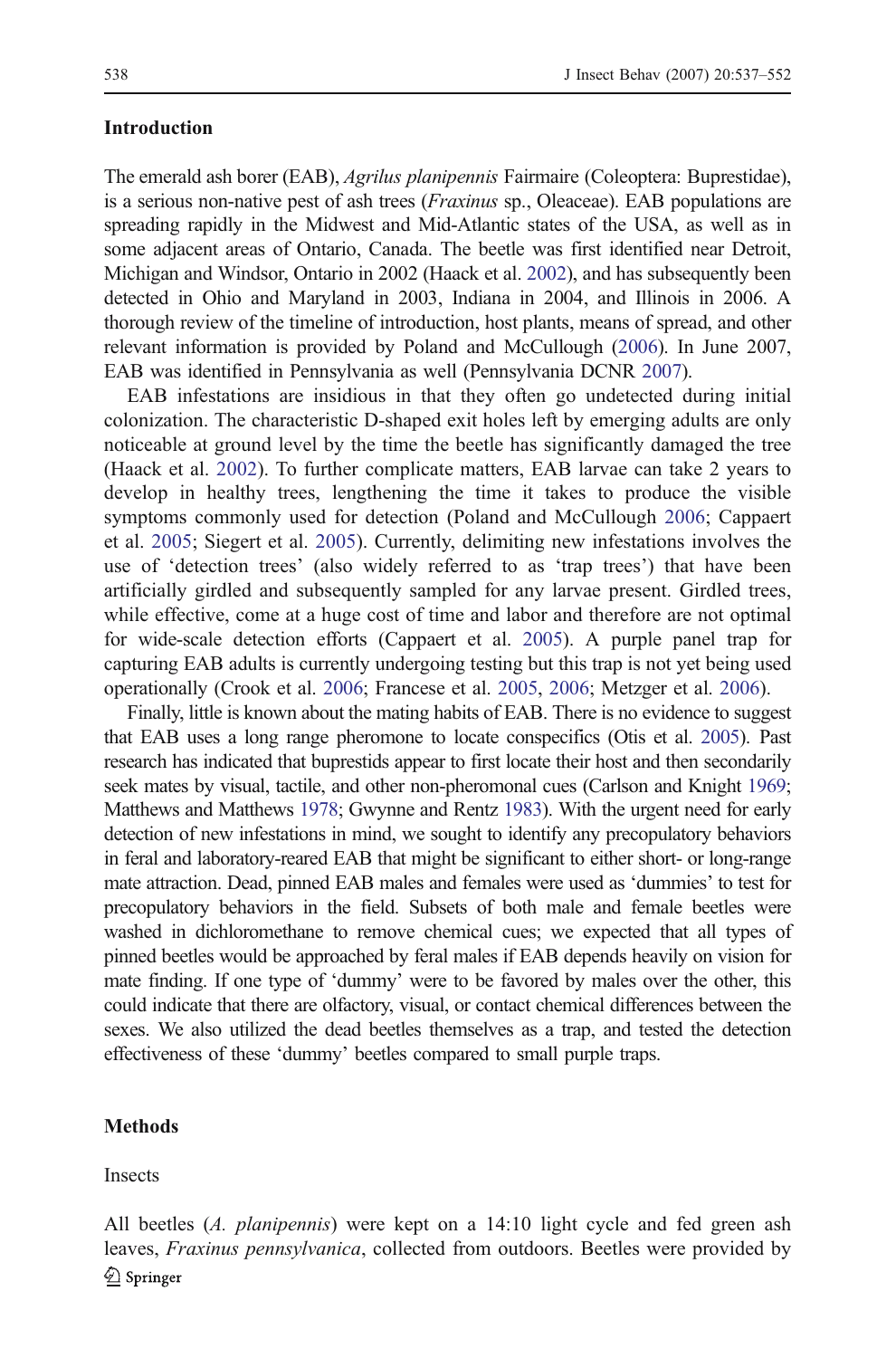## Introduction

The emerald ash borer (EAB), *Agrilus planipennis* Fairmaire (Coleoptera: Buprestidae), is a serious non-native pest of ash trees (*Fraxinus* sp., Oleaceae). EAB populations are spreading rapidly in the Midwest and Mid-Atlantic states of the USA, as well as in some adjacent areas of Ontario, Canada. The beetle was first identified near Detroit, Michigan and Windsor, Ontario in 2002 (Haack et al. 2002), and has subsequently been detected in Ohio and Maryland in 2003, Indiana in 2004, and Illinois in 2006. A thorough review of the timeline of introduction, host plants, means of spread, and other relevant information is provided by Poland and McCullough (2006). In June 2007, EAB was identified in Pennsylvania as well (Pennsylvania DCNR 2007).

EAB infestations are insidious in that they often go undetected during initial colonization. The characteristic D-shaped exit holes left by emerging adults are only noticeable at ground level by the time the beetle has significantly damaged the tree (Haack et al. 2002). To further complicate matters, EAB larvae can take 2 years to develop in healthy trees, lengthening the time it takes to produce the visible symptoms commonly used for detection (Poland and McCullough 2006; Cappaert et al. 2005; Siegert et al. 2005). Currently, delimiting new infestations involves the use of 'detection trees' (also widely referred to as 'trap trees') that have been artificially girdled and subsequently sampled for any larvae present. Girdled trees, while effective, come at a high cost of time and labor and therefore are not optimal for wide-scale detection efforts (Cappaert et al. 2005). A purple panel trap for capturing EAB adults is currently undergoing testing but this trap is not yet being used operationally (Crook et al. 2006; Francese et al. 2005, 2006; Metzger et al. 2006).

Finally, little is known about the mating habits of EAB. There is no evidence to suggest that EAB uses a long range pheromone to locate conspecifics (Otis et al. 2005). Past research has indicated that buprestids appear to first locate their host and then secondarily seek mates by visual, tactile, and other non-pheromonal cues (Carlson and Knight 1969; Matthews and Matthews 1978; Gwynne and Rentz 1983). With the urgent need for early detection of new infestations in mind, we sought to identify any precopulatory behaviors in feral and laboratory-reared EAB that might be significant to either short- or long-range mate attraction. Dead, pinned EAB males and females were used as 'dummies' to test for precopulatory behaviors in the field. Subsets of both male and female beetles were washed in dichloromethane to remove chemical cues; we expected that all types of pinned beetles would be approached by feral males if EAB depends heavily on vision for mate finding. If one type of 'dummy' were to be favored by males over the other, this could indicate that there are olfactory, visual, or contact chemical differences between the sexes. We also utilized the dead beetles themselves as a trap, and tested the detection effectiveness of these 'dummy' beetles compared to small purple traps.

## Methods

### Insects

All beetles (*A. planipennis*) were kept on a 14:10 light cycle and fed green ash leaves, *Fraxinus pennsylvanica*, collected from outdoors. Beetles were provided by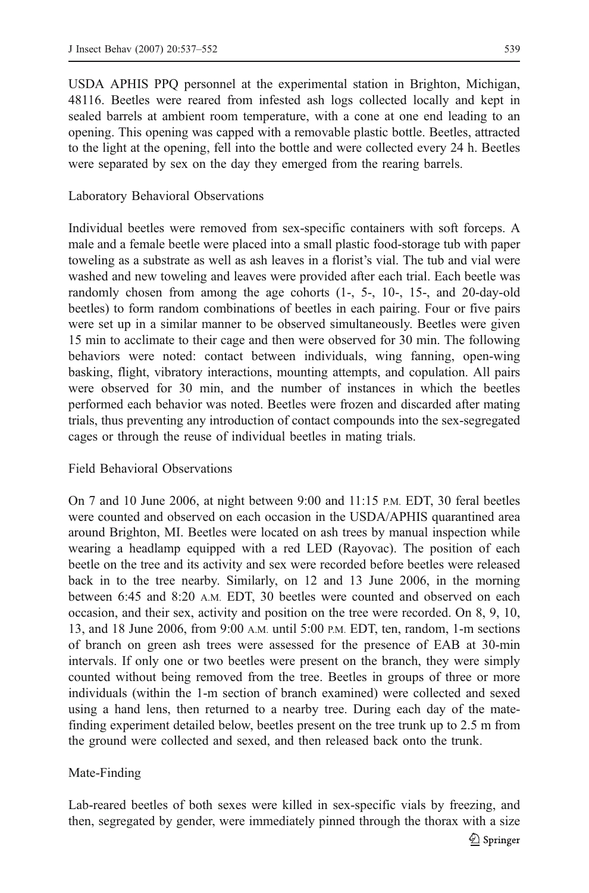USDA APHIS PPQ personnel at the experimental station in Brighton, Michigan, 48116. Beetles were reared from infested ash logs collected locally and kept in sealed barrels at ambient room temperature, with a cone at one end leading to an opening. This opening was capped with a removable plastic bottle. Beetles, attracted to the light at the opening, fell into the bottle and were collected every 24 h. Beetles were separated by sex on the day they emerged from the rearing barrels.

## Laboratory Behavioral Observations

Individual beetles were removed from sex-specific containers with soft forceps. A male and a female beetle were placed into a small plastic food-storage tub with paper toweling as a substrate as well as ash leaves in a florist's vial. The tub and vial were washed and new toweling and leaves were provided after each trial. Each beetle was randomly chosen from among the age cohorts (1-, 5-, 10-, 15-, and 20-day-old beetles) to form random combinations of beetles in each pairing. Four or five pairs were set up in a similar manner to be observed simultaneously. Beetles were given 15 min to acclimate to their cage and then were observed for 30 min. The following behaviors were noted: contact between individuals, wing fanning, open-wing basking, flight, vibratory interactions, mounting attempts, and copulation. All pairs were observed for 30 min, and the number of instances in which the beetles performed each behavior was noted. Beetles were frozen and discarded after mating trials, thus preventing any introduction of contact compounds into the sex-segregated cages or through the reuse of individual beetles in mating trials.

## Field Behavioral Observations

On 7 and 10 June 2006, at night between 9:00 and 11:15 P.M. EDT, 30 feral beetles were counted and observed on each occasion in the USDA/APHIS quarantined area around Brighton, MI. Beetles were located on ash trees by manual inspection while wearing a headlamp equipped with a red LED (Rayovac). The position of each beetle on the tree and its activity and sex were recorded before beetles were released back in to the tree nearby. Similarly, on 12 and 13 June 2006, in the morning between 6:45 and 8:20 A.M. EDT, 30 beetles were counted and observed on each occasion, and their sex, activity and position on the tree were recorded. On 8, 9, 10, 13, and 18 June 2006, from 9:00 A.M. until 5:00 P.M. EDT, ten, random, 1-m sections of branch on green ash trees were assessed for the presence of EAB at 30-min intervals. If only one or two beetles were present on the branch, they were simply counted without being removed from the tree. Beetles in groups of three or more individuals (within the 1-m section of branch examined) were collected and sexed using a hand lens, then returned to a nearby tree. During each day of the mate-finding experiment detailed below, beetles present on the tree trunk up to 2.5 m from the ground were collected and sexed, and then released back onto the trunk.

## Mate-Finding

Lab-reared beetles of both sexes were killed in sex-specific vials by freezing, and then, segregated by gender, were immediately pinned through the thorax with a size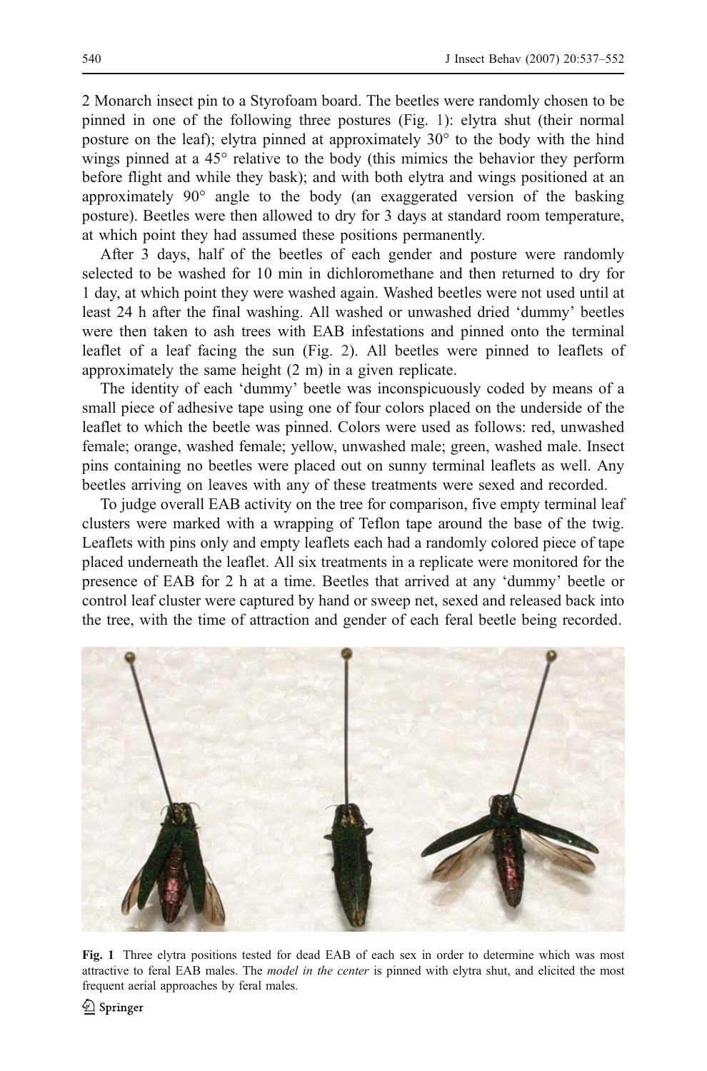2 Monarch insect pin to a Styrofoam board. The beetles were randomly chosen to be pinned in one of the following three postures (Fig. 1): elytra shut (their normal posture on the leaf); elytra pinned at approximately 30° to the body with the hind wings pinned at a 45° relative to the body (this mimics the behavior they perform before flight and while they bask); and with both elytra and wings positioned at an approximately 90° angle to the body (an exaggerated version of the basking posture). Beetles were then allowed to dry for 3 days at standard room temperature, at which point they had assumed these positions permanently.

After 3 days, half of the beetles of each gender and posture were randomly selected to be washed for 10 min in dichloromethane and then returned to dry for 1 day, at which point they were washed again. Washed beetles were not used until at least 24 h after the final washing. All washed or unwashed dried 'dummy' beetles were then taken to ash trees with EAB infestations and pinned onto the terminal leaflet of a leaf facing the sun (Fig. 2). All beetles were pinned to leaflets of approximately the same height (2 m) in a given replicate.

The identity of each 'dummy' beetle was inconspicuously coded by means of a small piece of adhesive tape using one of four colors placed on the underside of the leaflet to which the beetle was pinned. Colors were used as follows: red, unwashed female; orange, washed female; yellow, unwashed male; green, washed male. Insect pins containing no beetles were placed out on sunny terminal leaflets as well. Any beetles arriving on leaves with any of these treatments were sexed and recorded.

To judge overall EAB activity on the tree for comparison, five empty terminal leaf clusters were marked with a wrapping of Teflon tape around the base of the twig. Leaflets with pins only and empty leaflets each had a randomly colored piece of tape placed underneath the leaflet. All six treatments in a replicate were monitored for the presence of EAB for 2 h at a time. Beetles that arrived at any 'dummy' beetle or control leaf cluster were captured by hand or sweep net, sexed and released back into the tree, with the time of attraction and gender of each feral beetle being recorded.

**Fig. 1** Three elytra positions tested for dead EAB of each sex in order to determine which was most attractive to feral EAB males. The *model in the center* is pinned with elytra shut, and elicited the most frequent aerial approaches by feral males.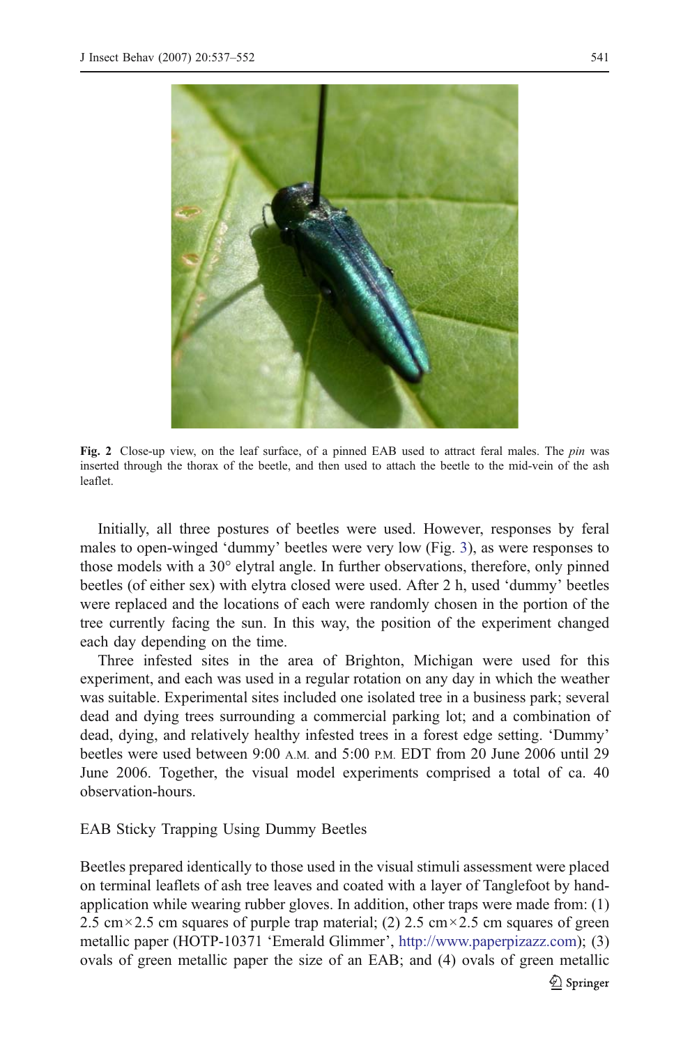Fig. 2 Close-up view, on the leaf surface, of a pinned EAB used to attract feral males. The *pin* was inserted through the thorax of the beetle, and then used to attach the beetle to the mid-vein of the ash leaflet.

Initially, all three postures of beetles were used. However, responses by feral males to open-winged 'dummy' beetles were very low (Fig. 3), as were responses to those models with a 30° elytral angle. In further observations, therefore, only pinned beetles (of either sex) with elytra closed were used. After 2 h, used 'dummy' beetles were replaced and the locations of each were randomly chosen in the portion of the tree currently facing the sun. In this way, the position of the experiment changed each day depending on the time.

Three infested sites in the area of Brighton, Michigan were used for this experiment, and each was used in a regular rotation on any day in which the weather was suitable. Experimental sites included one isolated tree in a business park; several dead and dying trees surrounding a commercial parking lot; and a combination of dead, dying, and relatively healthy infested trees in a forest edge setting. 'Dummy' beetles were used between 9:00 A.M. and 5:00 P.M. EDT from 20 June 2006 until 29 June 2006. Together, the visual model experiments comprised a total of ca. 40 observation-hours.

## EAB Sticky Trapping Using Dummy Beetles

Beetles prepared identically to those used in the visual stimuli assessment were placed on terminal leaflets of ash tree leaves and coated with a layer of Tanglefoot by hand-application while wearing rubber gloves. In addition, other traps were made from: (1) 2.5 cm × 2.5 cm squares of purple trap material; (2) 2.5 cm × 2.5 cm squares of green metallic paper (HOTP-10371 'Emerald Glimmer', http://www.paperpizazz.com); (3) ovals of green metallic paper the size of an EAB; and (4) ovals of green metallic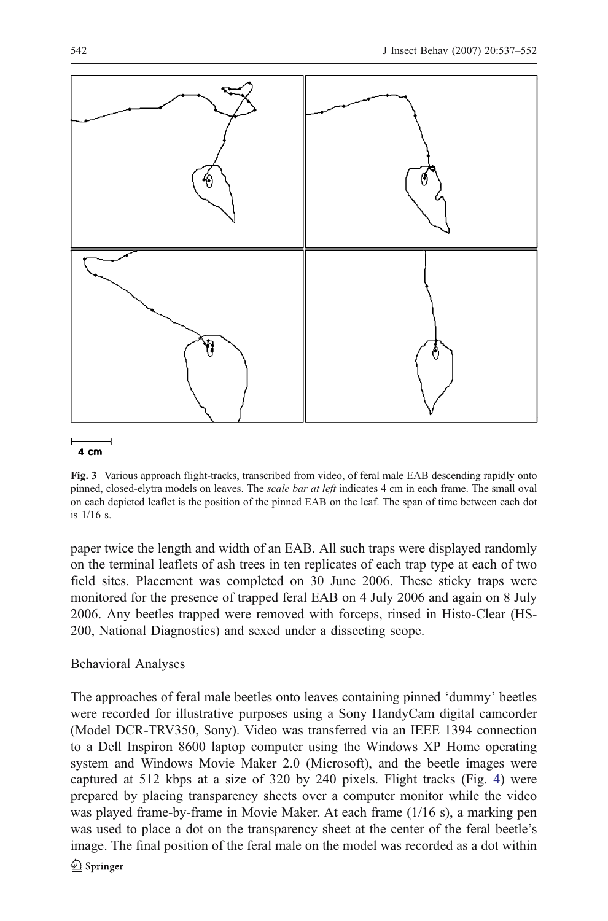4 cm

**Fig. 3** Various approach flight-tracks, transcribed from video, of feral male EAB descending rapidly onto pinned, closed-elytra models on leaves. The *scale bar at left* indicates 4 cm in each frame. The small oval on each depicted leaflet is the position of the pinned EAB on the leaf. The span of time between each dot is 1/16 s.

paper twice the length and width of an EAB. All such traps were displayed randomly on the terminal leaflets of ash trees in ten replicates of each trap type at each of two field sites. Placement was completed on 30 June 2006. These sticky traps were monitored for the presence of trapped feral EAB on 4 July 2006 and again on 8 July 2006. Any beetles trapped were removed with forceps, rinsed in Histo-Clear (HS-200, National Diagnostics) and sexed under a dissecting scope.

## Behavioral Analyses

The approaches of feral male beetles onto leaves containing pinned 'dummy' beetles were recorded for illustrative purposes using a Sony HandyCam digital camcorder (Model DCR-TRV350, Sony). Video was transferred via an IEEE 1394 connection to a Dell Inspiron 8600 laptop computer using the Windows XP Home operating system and Windows Movie Maker 2.0 (Microsoft), and the beetle images were captured at 512 kbps at a size of 320 by 240 pixels. Flight tracks (Fig. 4) were prepared by placing transparency sheets over a computer monitor while the video was played frame-by-frame in Movie Maker. At each frame (1/16 s), a marking pen was used to place a dot on the transparency sheet at the center of the feral beetle's image. The final position of the feral male on the model was recorded as a dot within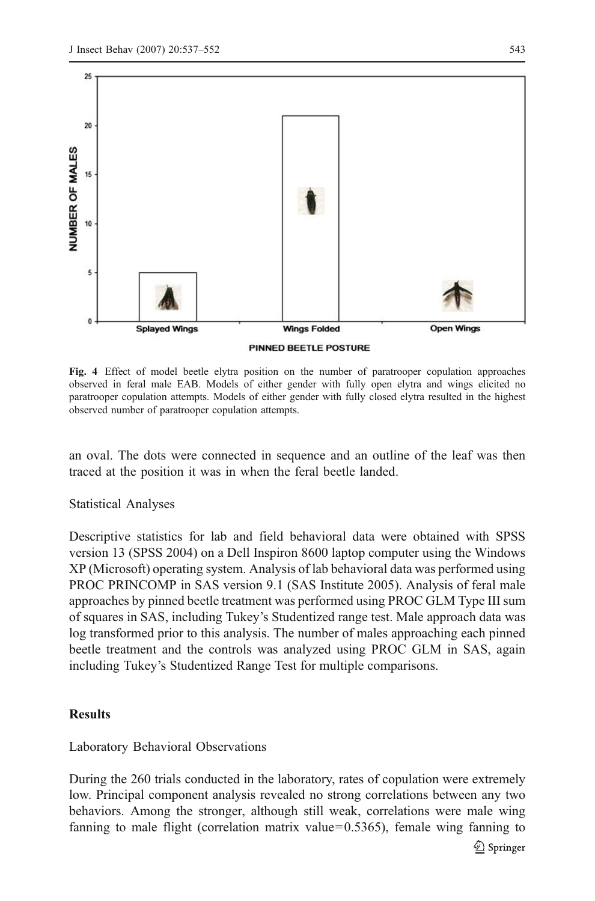**Fig. 4** Effect of model beetle elytra position on the number of paratrooper copulation approaches observed in feral male EAB. Models of either gender with fully open elytra and wings elicited no paratrooper copulation attempts. Models of either gender with fully closed elytra resulted in the highest observed number of paratrooper copulation attempts.

an oval. The dots were connected in sequence and an outline of the leaf was then traced at the position it was in when the feral beetle landed.

### Statistical Analyses

Descriptive statistics for lab and field behavioral data were obtained with SPSS version 13 (SPSS 2004) on a Dell Inspiron 8600 laptop computer using the Windows XP (Microsoft) operating system. Analysis of lab behavioral data was performed using PROC PRINCOMP in SAS version 9.1 (SAS Institute 2005). Analysis of feral male approaches by pinned beetle treatment was performed using PROC GLM Type III sum of squares in SAS, including Tukey's Studentized range test. Male approach data was log transformed prior to this analysis. The number of males approaching each pinned beetle treatment and the controls was analyzed using PROC GLM in SAS, again including Tukey's Studentized Range Test for multiple comparisons.

## Results

### Laboratory Behavioral Observations

During the 260 trials conducted in the laboratory, rates of copulation were extremely low. Principal component analysis revealed no strong correlations between any two behaviors. Among the stronger, although still weak, correlations were male wing fanning to male flight (correlation matrix value=0.5365), female wing fanning to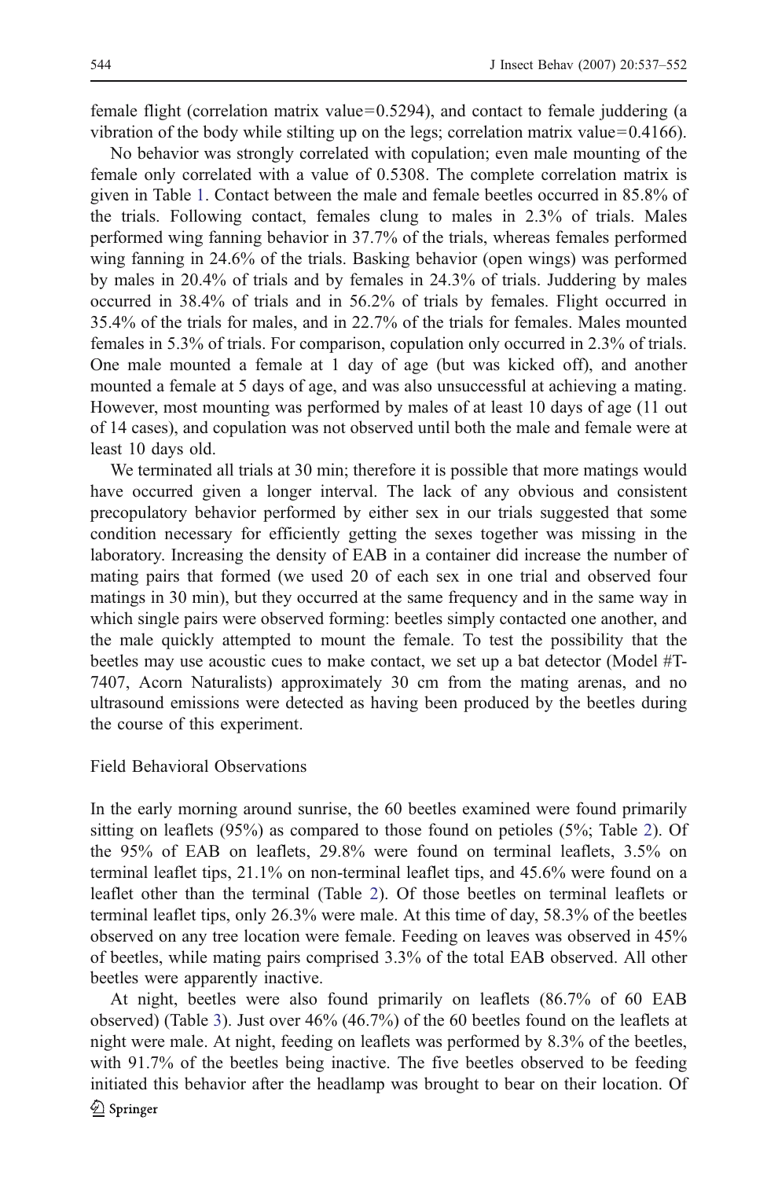female flight (correlation matrix value=0.5294), and contact to female juddering (a vibration of the body while stilting up on the legs; correlation matrix value=0.4166).

No behavior was strongly correlated with copulation; even male mounting of the female only correlated with a value of 0.5308. The complete correlation matrix is given in Table 1. Contact between the male and female beetles occurred in 85.8% of the trials. Following contact, females clung to males in 2.3% of trials. Males performed wing fanning behavior in 37.7% of the trials, whereas females performed wing fanning in 24.6% of the trials. Basking behavior (open wings) was performed by males in 20.4% of trials and by females in 24.3% of trials. Juddering by males occurred in 38.4% of trials and in 56.2% of trials by females. Flight occurred in 35.4% of the trials for males, and in 22.7% of the trials for females. Males mounted females in 5.3% of trials. For comparison, copulation only occurred in 2.3% of trials. One male mounted a female at 1 day of age (but was kicked off), and another mounted a female at 5 days of age, and was also unsuccessful at achieving a mating. However, most mounting was performed by males of at least 10 days of age (11 out of 14 cases), and copulation was not observed until both the male and female were at least 10 days old.

We terminated all trials at 30 min; therefore it is possible that more matings would have occurred given a longer interval. The lack of any obvious and consistent precopulatory behavior performed by either sex in our trials suggested that some condition necessary for efficiently getting the sexes together was missing in the laboratory. Increasing the density of EAB in a container did increase the number of mating pairs that formed (we used 20 of each sex in one trial and observed four matings in 30 min), but they occurred at the same frequency and in the same way in which single pairs were observed forming: beetles simply contacted one another, and the male quickly attempted to mount the female. To test the possibility that the beetles may use acoustic cues to make contact, we set up a bat detector (Model #T-7407, Acorn Naturalists) approximately 30 cm from the mating arenas, and no ultrasound emissions were detected as having been produced by the beetles during the course of this experiment.

## Field Behavioral Observations

In the early morning around sunrise, the 60 beetles examined were found primarily sitting on leaflets (95%) as compared to those found on petioles (5%; Table 2). Of the 95% of EAB on leaflets, 29.8% were found on terminal leaflets, 3.5% on terminal leaflet tips, 21.1% on non-terminal leaflet tips, and 45.6% were found on a leaflet other than the terminal (Table 2). Of those beetles on terminal leaflets or terminal leaflet tips, only 26.3% were male. At this time of day, 58.3% of the beetles observed on any tree location were female. Feeding on leaves was observed in 45% of beetles, while mating pairs comprised 3.3% of the total EAB observed. All other beetles were apparently inactive.

At night, beetles were also found primarily on leaflets (86.7% of 60 EAB observed) (Table 3). Just over 46% (46.7%) of the 60 beetles found on the leaflets at night were male. At night, feeding on leaflets was performed by 8.3% of the beetles, with 91.7% of the beetles being inactive. The five beetles observed to be feeding initiated this behavior after the headlamp was brought to bear on their location. Of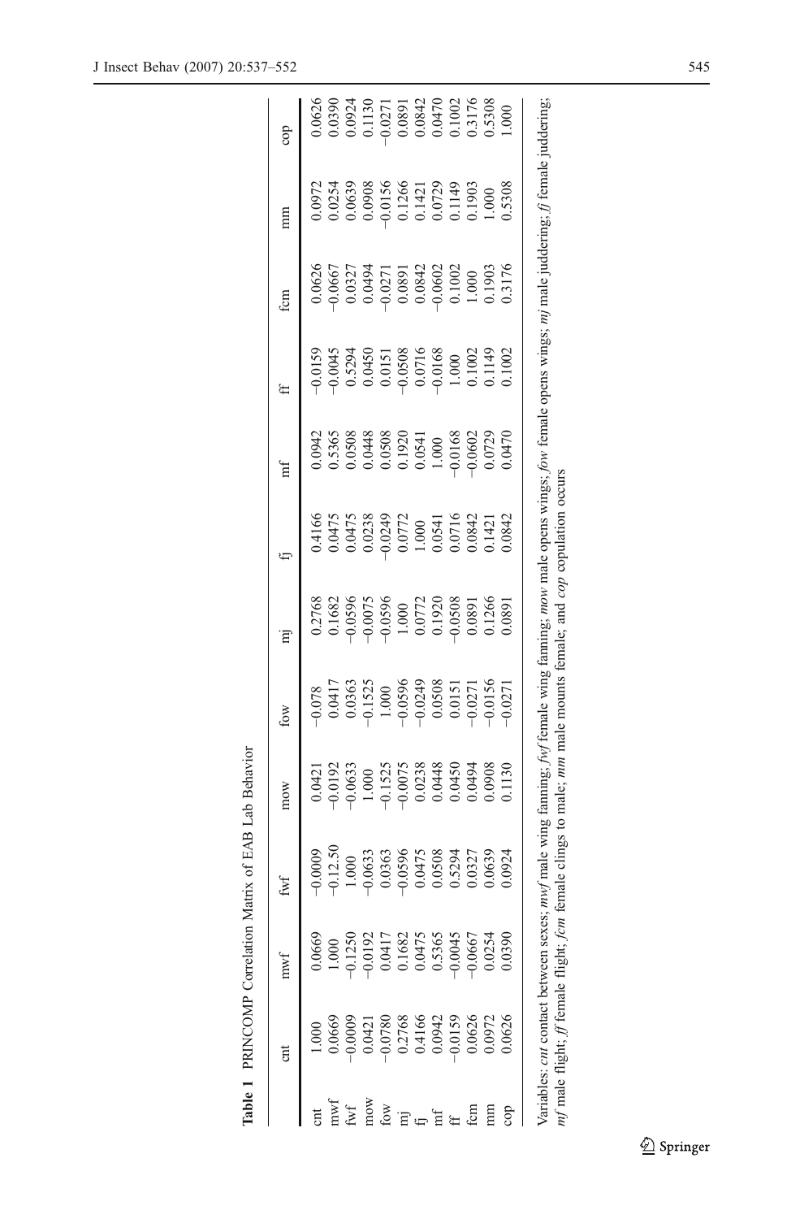**Table 1** PRINCOMP Correlation Matrix of EAB Lab Behavior

| | cnt | mwf | fwf | mow | fow | mj | fj | mf | ff | fcm | mm | cop |
|---|---|---|---|---|---|---|---|---|---|---|---|---|
| cnt | 1.000 | 0.0669 | −0.0009 | 0.0421 | −0.078 | 0.2768 | 0.4166 | 0.0942 | −0.0159 | 0.0626 | 0.0972 | 0.0626 |
| mwf | 0.0669 | 1.000 | −0.12.50 | −0.0192 | 0.0417 | 0.1682 | 0.0475 | 0.5365 | −0.0045 | −0.0667 | 0.0254 | 0.0390 |
| fwf | −0.0009 | −0.1250 | 1.000 | −0.0633 | 0.0363 | −0.0596 | 0.0475 | 0.0508 | 0.5294 | 0.0327 | 0.0639 | 0.0924 |
| mow | 0.0421 | −0.0192 | −0.0633 | 1.000 | −0.1525 | −0.0075 | 0.0238 | 0.0448 | 0.0450 | 0.0494 | 0.0908 | 0.1130 |
| fow | −0.0780 | 0.0417 | 0.0363 | −0.1525 | 1.000 | −0.0596 | −0.0249 | 0.0508 | 0.0151 | −0.0271 | −0.0156 | −0.0271 |
| mj | 0.2768 | 0.1682 | −0.0596 | −0.0075 | −0.0596 | 1.000 | 0.0772 | 0.1920 | −0.0508 | 0.0891 | 0.1266 | 0.0891 |
| fj | 0.4166 | 0.0475 | 0.0475 | 0.0238 | −0.0249 | 0.0772 | 1.000 | 0.0541 | 0.0716 | 0.0842 | 0.1421 | 0.0842 |
| mf | 0.0942 | 0.5365 | 0.0508 | 0.0448 | 0.0508 | 0.1920 | 0.0541 | 1.000 | −0.0168 | −0.0602 | 0.0729 | 0.0470 |
| ff | −0.0159 | −0.0045 | 0.5294 | 0.0450 | 0.0151 | −0.0508 | 0.0716 | −0.0168 | 1.000 | 0.1002 | 0.1149 | 0.1002 |
| fcm | 0.0626 | −0.0667 | 0.0327 | 0.0494 | −0.0271 | 0.0891 | 0.0842 | −0.0602 | 0.1002 | 1.000 | 0.1903 | 0.3176 |
| mm | 0.0972 | 0.0254 | 0.0639 | 0.0908 | −0.0156 | 0.1266 | 0.1421 | 0.0729 | 0.1149 | 0.1903 | 1.000 | 0.5308 |
| cop | 0.0626 | 0.0390 | 0.0924 | 0.1130 | −0.0271 | 0.0891 | 0.0842 | 0.0470 | 0.1002 | 0.3176 | 0.5308 | 1.000 |

Variables: *cnt* contact between sexes; *mwf* male wing fanning; *fwf* female wing fanning; *mow* male opens wings; *fow* female opens wings; *mj* male juddering; *fj* female juddering; *mf* male flight; *ff* female flight; *fcm* female clings to male; *mm* male mounts female; and *cop* copulation occurs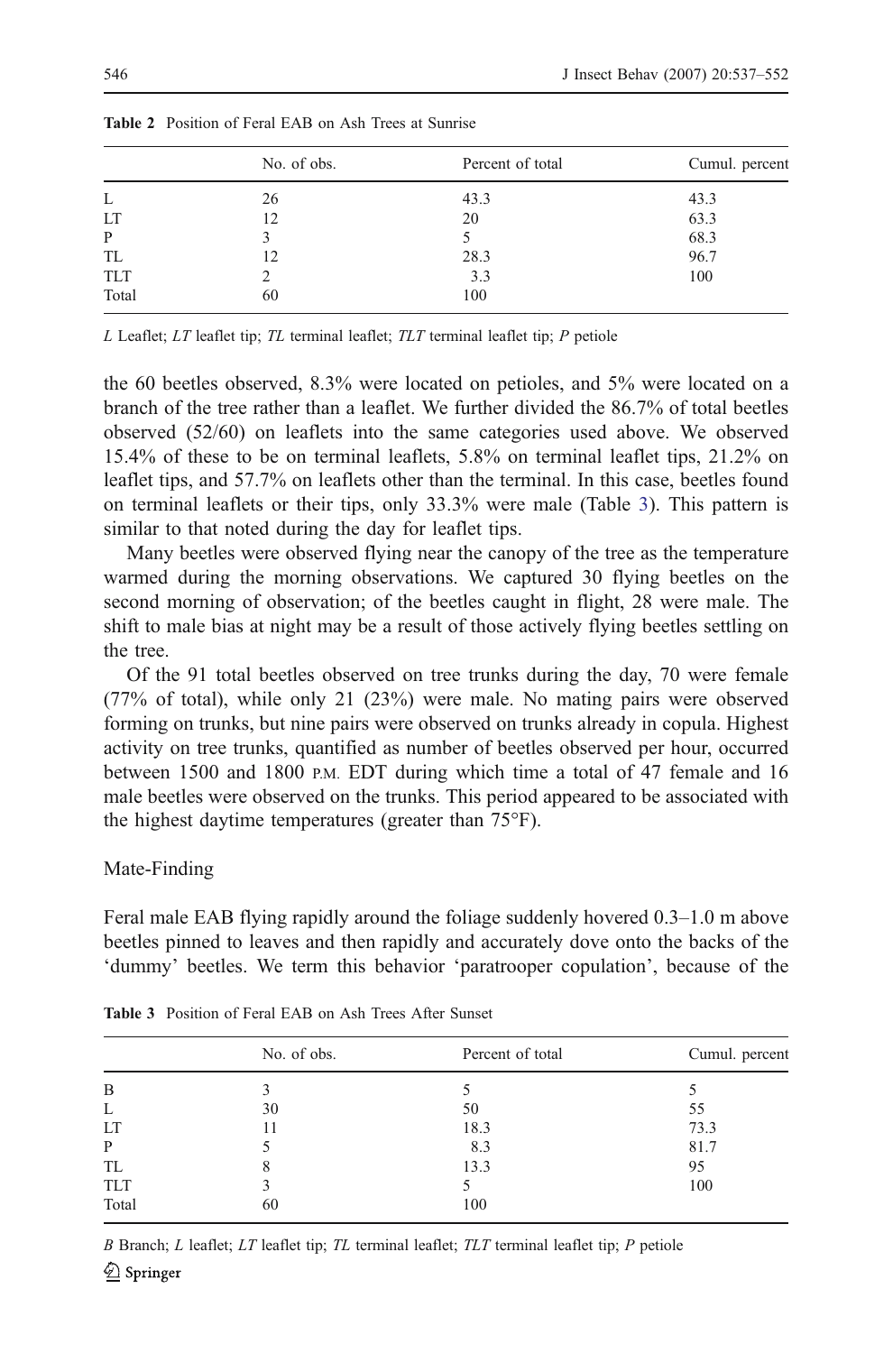**Table 2** Position of Feral EAB on Ash Trees at Sunrise

| | No. of obs. | Percent of total | Cumul. percent |
|---|---|---|---|
| L | 26 | 43.3 | 43.3 |
| LT | 12 | 20 | 63.3 |
| P | 3 | 5 | 68.3 |
| TL | 12 | 28.3 | 96.7 |
| TLT | 2 | 3.3 | 100 |
| Total | 60 | 100 | |

*L* Leaflet; *LT* leaflet tip; *TL* terminal leaflet; *TLT* terminal leaflet tip; *P* petiole

the 60 beetles observed, 8.3% were located on petioles, and 5% were located on a branch of the tree rather than a leaflet. We further divided the 86.7% of total beetles observed (52/60) on leaflets into the same categories used above. We observed 15.4% of these to be on terminal leaflets, 5.8% on terminal leaflet tips, 21.2% on leaflet tips, and 57.7% on leaflets other than the terminal. In this case, beetles found on terminal leaflets or their tips, only 33.3% were male (Table 3). This pattern is similar to that noted during the day for leaflet tips.

Many beetles were observed flying near the canopy of the tree as the temperature warmed during the morning observations. We captured 30 flying beetles on the second morning of observation; of the beetles caught in flight, 28 were male. The shift to male bias at night may be a result of those actively flying beetles settling on the tree.

Of the 91 total beetles observed on tree trunks during the day, 70 were female (77% of total), while only 21 (23%) were male. No mating pairs were observed forming on trunks, but nine pairs were observed on trunks already in copula. Highest activity on tree trunks, quantified as number of beetles observed per hour, occurred between 1500 and 1800 P.M. EDT during which time a total of 47 female and 16 male beetles were observed on the trunks. This period appeared to be associated with the highest daytime temperatures (greater than 75°F).

## Mate-Finding

Feral male EAB flying rapidly around the foliage suddenly hovered 0.3–1.0 m above beetles pinned to leaves and then rapidly and accurately dove onto the backs of the 'dummy' beetles. We term this behavior 'paratrooper copulation', because of the

**Table 3** Position of Feral EAB on Ash Trees After Sunset

| | No. of obs. | Percent of total | Cumul. percent |
|---|---|---|---|
| B | 3 | 5 | 5 |
| L | 30 | 50 | 55 |
| LT | 11 | 18.3 | 73.3 |
| P | 5 | 8.3 | 81.7 |
| TL | 8 | 13.3 | 95 |
| TLT | 3 | 5 | 100 |
| Total | 60 | 100 | |

*B* Branch; *L* leaflet; *LT* leaflet tip; *TL* terminal leaflet; *TLT* terminal leaflet tip; *P* petiole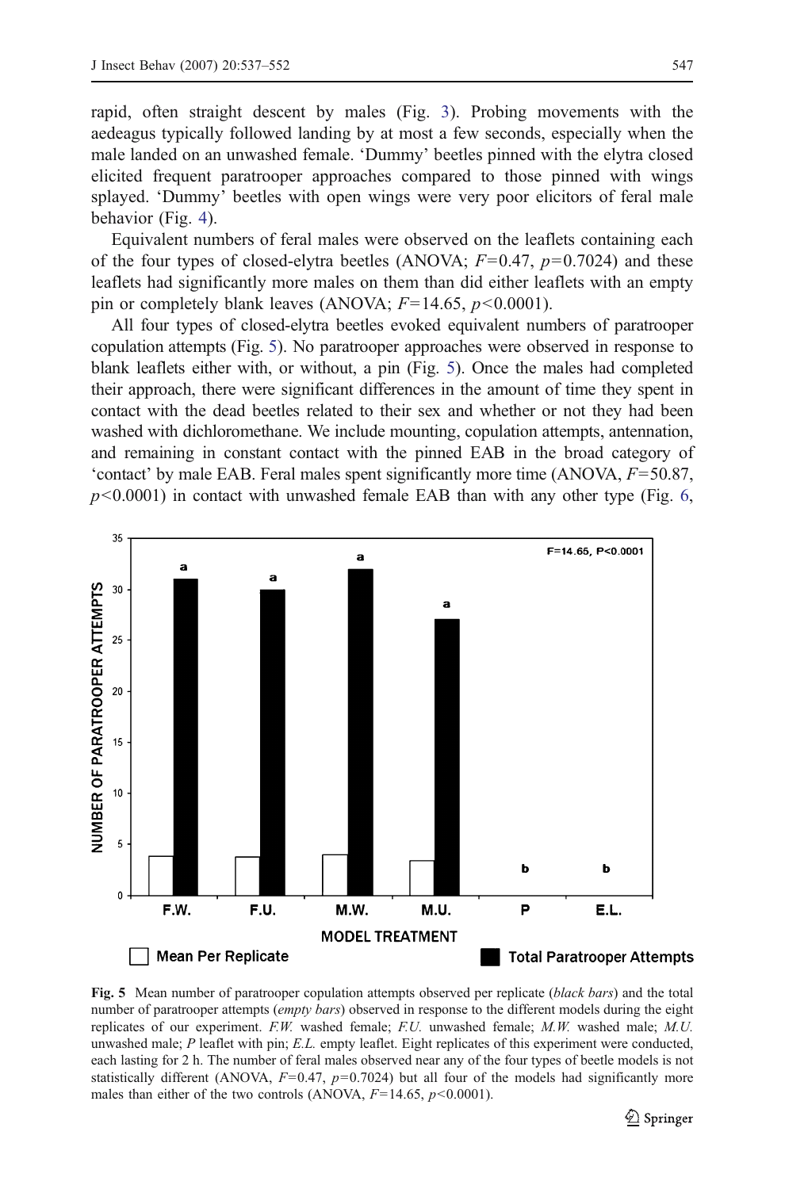rapid, often straight descent by males (Fig. 3). Probing movements with the aedeagus typically followed landing by at most a few seconds, especially when the male landed on an unwashed female. 'Dummy' beetles pinned with the elytra closed elicited frequent paratrooper approaches compared to those pinned with wings splayed. 'Dummy' beetles with open wings were very poor elicitors of feral male behavior (Fig. 4).

Equivalent numbers of feral males were observed on the leaflets containing each of the four types of closed-elytra beetles (ANOVA; $F=0.47$, $p=0.7024$) and these leaflets had significantly more males on them than did either leaflets with an empty pin or completely blank leaves (ANOVA; $F=14.65$, $p<0.0001$).

All four types of closed-elytra beetles evoked equivalent numbers of paratrooper copulation attempts (Fig. 5). No paratrooper approaches were observed in response to blank leaflets either with, or without, a pin (Fig. 5). Once the males had completed their approach, there were significant differences in the amount of time they spent in contact with the dead beetles related to their sex and whether or not they had been washed with dichloromethane. We include mounting, copulation attempts, antennation, and remaining in constant contact with the pinned EAB in the broad category of 'contact' by male EAB. Feral males spent significantly more time (ANOVA, $F=50.87$, $p<0.0001$) in contact with unwashed female EAB than with any other type (Fig. 6,

**Fig. 5** Mean number of paratrooper copulation attempts observed per replicate (*black bars*) and the total number of paratrooper attempts (*empty bars*) observed in response to the different models during the eight replicates of our experiment. *F.W.* washed female; *F.U.* unwashed female; *M.W.* washed male; *M.U.* unwashed male; *P* leaflet with pin; *E.L.* empty leaflet. Eight replicates of this experiment were conducted, each lasting for 2 h. The number of feral males observed near any of the four types of beetle models is not statistically different (ANOVA, $F=0.47$, $p=0.7024$) but all four of the models had significantly more males than either of the two controls (ANOVA, $F=14.65$, $p<0.0001$).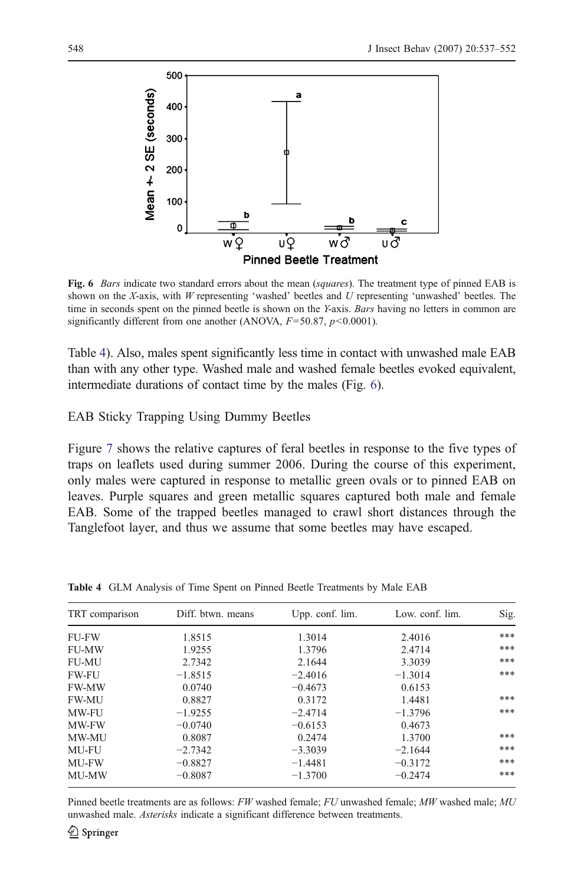Fig. 6 *Bars* indicate two standard errors about the mean (*squares*). The treatment type of pinned EAB is shown on the *X*-axis, with *W* representing 'washed' beetles and *U* representing 'unwashed' beetles. The time in seconds spent on the pinned beetle is shown on the *Y*-axis. *Bars* having no letters in common are significantly different from one another (ANOVA, $F$=50.87, $p$<0.0001).

Table 4). Also, males spent significantly less time in contact with unwashed male EAB than with any other type. Washed male and washed female beetles evoked equivalent, intermediate durations of contact time by the males (Fig. 6).

## EAB Sticky Trapping Using Dummy Beetles

Figure 7 shows the relative captures of feral beetles in response to the five types of traps on leaflets used during summer 2006. During the course of this experiment, only males were captured in response to metallic green ovals or to pinned EAB on leaves. Purple squares and green metallic squares captured both male and female EAB. Some of the trapped beetles managed to crawl short distances through the Tanglefoot layer, and thus we assume that some beetles may have escaped.

**Table 4** GLM Analysis of Time Spent on Pinned Beetle Treatments by Male EAB

| TRT comparison | Diff. btwn. means | Upp. conf. lim. | Low. conf. lim. | Sig. |
|---|---|---|---|---|
| FU-FW | 1.8515 | 1.3014 | 2.4016 | *** |
| FU-MW | 1.9255 | 1.3796 | 2.4714 | *** |
| FU-MU | 2.7342 | 2.1644 | 3.3039 | *** |
| FW-FU | −1.8515 | −2.4016 | −1.3014 | *** |
| FW-MW | 0.0740 | −0.4673 | 0.6153 | |
| FW-MU | 0.8827 | 0.3172 | 1.4481 | *** |
| MW-FU | −1.9255 | −2.4714 | −1.3796 | *** |
| MW-FW | −0.0740 | −0.6153 | 0.4673 | |
| MW-MU | 0.8087 | 0.2474 | 1.3700 | *** |
| MU-FU | −2.7342 | −3.3039 | −2.1644 | *** |
| MU-FW | −0.8827 | −1.4481 | −0.3172 | *** |
| MU-MW | −0.8087 | −1.3700 | −0.2474 | *** |

Pinned beetle treatments are as follows: *FW* washed female; *FU* unwashed female; *MW* washed male; *MU* unwashed male. *Asterisks* indicate a significant difference between treatments.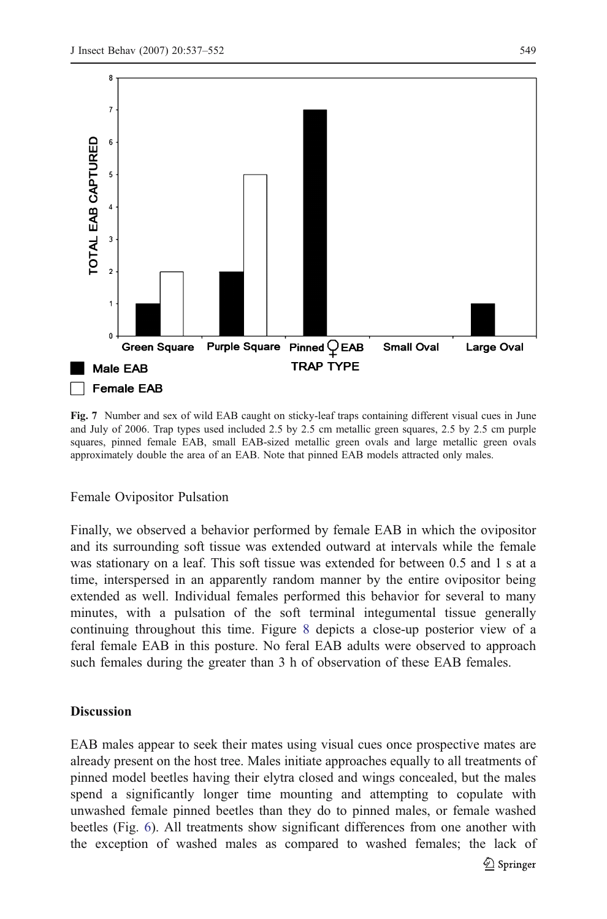**Fig. 7** Number and sex of wild EAB caught on sticky-leaf traps containing different visual cues in June and July of 2006. Trap types used included 2.5 by 2.5 cm metallic green squares, 2.5 by 2.5 cm purple squares, pinned female EAB, small EAB-sized metallic green ovals and large metallic green ovals approximately double the area of an EAB. Note that pinned EAB models attracted only males.

Female Ovipositor Pulsation

Finally, we observed a behavior performed by female EAB in which the ovipositor and its surrounding soft tissue was extended outward at intervals while the female was stationary on a leaf. This soft tissue was extended for between 0.5 and 1 s at a time, interspersed in an apparently random manner by the entire ovipositor being extended as well. Individual females performed this behavior for several to many minutes, with a pulsation of the soft terminal integumental tissue generally continuing throughout this time. Figure 8 depicts a close-up posterior view of a feral female EAB in this posture. No feral EAB adults were observed to approach such females during the greater than 3 h of observation of these EAB females.

## Discussion

EAB males appear to seek their mates using visual cues once prospective mates are already present on the host tree. Males initiate approaches equally to all treatments of pinned model beetles having their elytra closed and wings concealed, but the males spend a significantly longer time mounting and attempting to copulate with unwashed female pinned beetles than they do to pinned males, or female washed beetles (Fig. 6). All treatments show significant differences from one another with the exception of washed males as compared to washed females; the lack of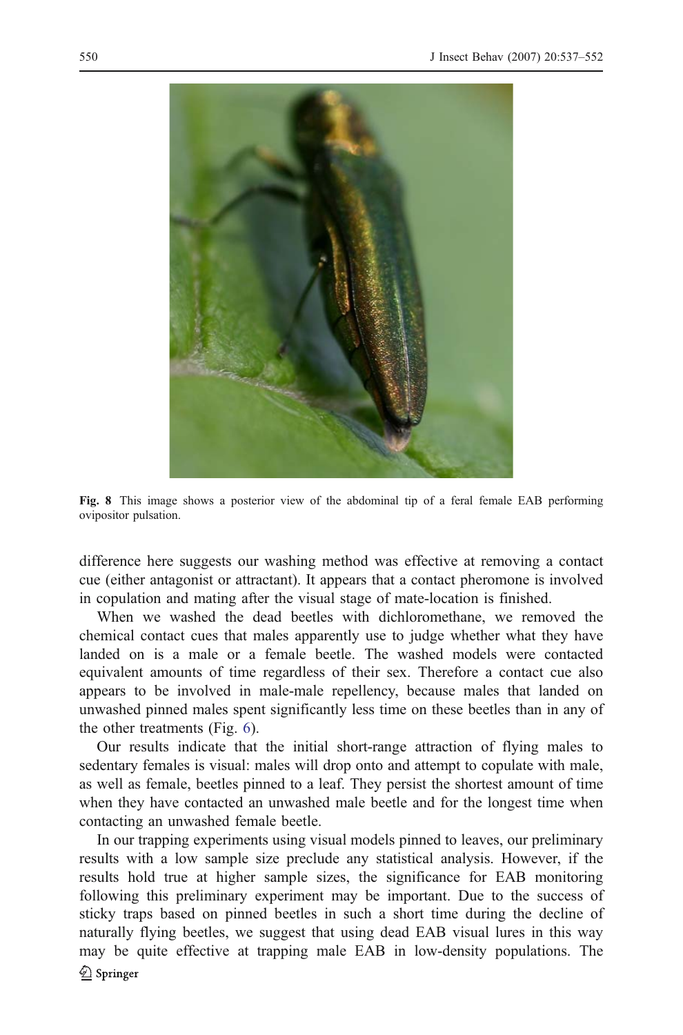**Fig. 8** This image shows a posterior view of the abdominal tip of a feral female EAB performing ovipositor pulsation.

difference here suggests our washing method was effective at removing a contact cue (either antagonist or attractant). It appears that a contact pheromone is involved in copulation and mating after the visual stage of mate-location is finished.

When we washed the dead beetles with dichloromethane, we removed the chemical contact cues that males apparently use to judge whether what they have landed on is a male or a female beetle. The washed models were contacted equivalent amounts of time regardless of their sex. Therefore a contact cue also appears to be involved in male-male repellency, because males that landed on unwashed pinned males spent significantly less time on these beetles than in any of the other treatments (Fig. 6).

Our results indicate that the initial short-range attraction of flying males to sedentary females is visual: males will drop onto and attempt to copulate with male, as well as female, beetles pinned to a leaf. They persist the shortest amount of time when they have contacted an unwashed male beetle and for the longest time when contacting an unwashed female beetle.

In our trapping experiments using visual models pinned to leaves, our preliminary results with a low sample size preclude any statistical analysis. However, if the results hold true at higher sample sizes, the significance for EAB monitoring following this preliminary experiment may be important. Due to the success of sticky traps based on pinned beetles in such a short time during the decline of naturally flying beetles, we suggest that using dead EAB visual lures in this way may be quite effective at trapping male EAB in low-density populations. The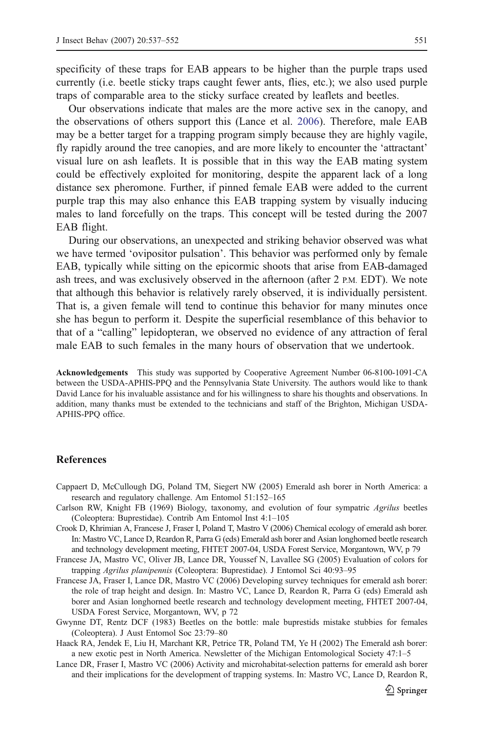specificity of these traps for EAB appears to be higher than the purple traps used currently (i.e. beetle sticky traps caught fewer ants, flies, etc.); we also used purple traps of comparable area to the sticky surface created by leaflets and beetles.

Our observations indicate that males are the more active sex in the canopy, and the observations of others support this (Lance et al. 2006). Therefore, male EAB may be a better target for a trapping program simply because they are highly vagile, fly rapidly around the tree canopies, and are more likely to encounter the 'attractant' visual lure on ash leaflets. It is possible that in this way the EAB mating system could be effectively exploited for monitoring, despite the apparent lack of a long distance sex pheromone. Further, if pinned female EAB were added to the current purple trap this may also enhance this EAB trapping system by visually inducing males to land forcefully on the traps. This concept will be tested during the 2007 EAB flight.

During our observations, an unexpected and striking behavior observed was what we have termed 'ovipositor pulsation'. This behavior was performed only by female EAB, typically while sitting on the epicormic shoots that arise from EAB-damaged ash trees, and was exclusively observed in the afternoon (after 2 P.M. EDT). We note that although this behavior is relatively rarely observed, it is individually persistent. That is, a given female will tend to continue this behavior for many minutes once she has begun to perform it. Despite the superficial resemblance of this behavior to that of a "calling" lepidopteran, we observed no evidence of any attraction of feral male EAB to such females in the many hours of observation that we undertook.

**Acknowledgements** This study was supported by Cooperative Agreement Number 06-8100-1091-CA between the USDA-APHIS-PPQ and the Pennsylvania State University. The authors would like to thank David Lance for his invaluable assistance and for his willingness to share his thoughts and observations. In addition, many thanks must be extended to the technicians and staff of the Brighton, Michigan USDA-APHIS-PPQ office.

## References

Cappaert D, McCullough DG, Poland TM, Siegert NW (2005) Emerald ash borer in North America: a research and regulatory challenge. Am Entomol 51:152–165

Carlson RW, Knight FB (1969) Biology, taxonomy, and evolution of four sympatric *Agrilus* beetles (Coleoptera: Buprestidae). Contrib Am Entomol Inst 4:1–105

Crook D, Khrimian A, Francese J, Fraser I, Poland T, Mastro V (2006) Chemical ecology of emerald ash borer. In: Mastro VC, Lance D, Reardon R, Parra G (eds) Emerald ash borer and Asian longhorned beetle research and technology development meeting, FHTET 2007-04, USDA Forest Service, Morgantown, WV, p 79

Francese JA, Mastro VC, Oliver JB, Lance DR, Youssef N, Lavallee SG (2005) Evaluation of colors for trapping *Agrilus planipennis* (Coleoptera: Buprestidae). J Entomol Sci 40:93–95

Francese JA, Fraser I, Lance DR, Mastro VC (2006) Developing survey techniques for emerald ash borer: the role of trap height and design. In: Mastro VC, Lance D, Reardon R, Parra G (eds) Emerald ash borer and Asian longhorned beetle research and technology development meeting, FHTET 2007-04, USDA Forest Service, Morgantown, WV, p 72

Gwynne DT, Rentz DCF (1983) Beetles on the bottle: male buprestids mistake stubbies for females (Coleoptera). J Aust Entomol Soc 23:79–80

Haack RA, Jendek E, Liu H, Marchant KR, Petrice TR, Poland TM, Ye H (2002) The Emerald ash borer: a new exotic pest in North America. Newsletter of the Michigan Entomological Society 47:1–5

Lance DR, Fraser I, Mastro VC (2006) Activity and microhabitat-selection patterns for emerald ash borer and their implications for the development of trapping systems. In: Mastro VC, Lance D, Reardon R,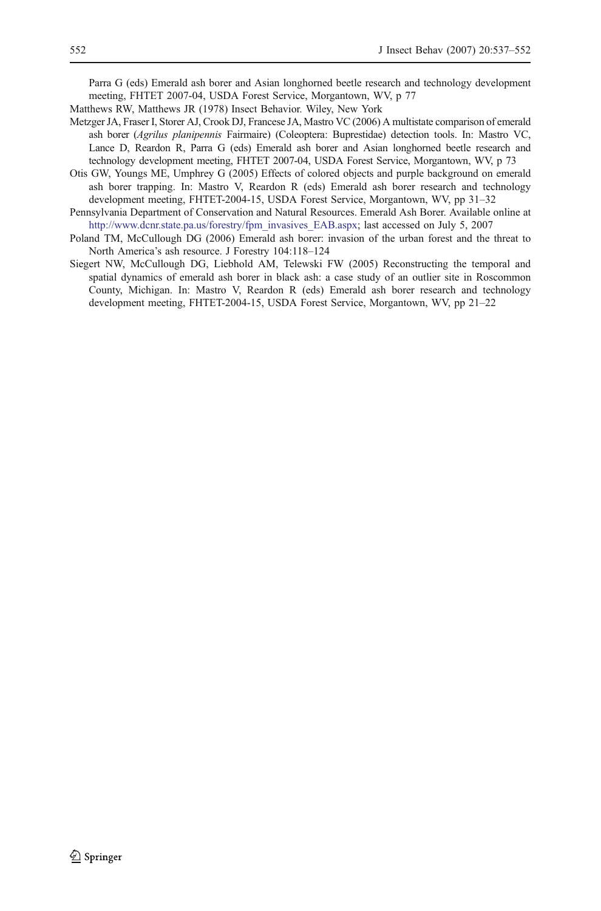Parra G (eds) Emerald ash borer and Asian longhorned beetle research and technology development meeting, FHTET 2007-04, USDA Forest Service, Morgantown, WV, p 77

Matthews RW, Matthews JR (1978) Insect Behavior. Wiley, New York

Metzger JA, Fraser I, Storer AJ, Crook DJ, Francese JA, Mastro VC (2006) A multistate comparison of emerald ash borer (*Agrilus planipennis* Fairmaire) (Coleoptera: Buprestidae) detection tools. In: Mastro VC, Lance D, Reardon R, Parra G (eds) Emerald ash borer and Asian longhorned beetle research and technology development meeting, FHTET 2007-04, USDA Forest Service, Morgantown, WV, p 73

Otis GW, Youngs ME, Umphrey G (2005) Effects of colored objects and purple background on emerald ash borer trapping. In: Mastro V, Reardon R (eds) Emerald ash borer research and technology development meeting, FHTET-2004-15, USDA Forest Service, Morgantown, WV, pp 31–32

Pennsylvania Department of Conservation and Natural Resources. Emerald Ash Borer. Available online at http://www.dcnr.state.pa.us/forestry/fpm_invasives_EAB.aspx; last accessed on July 5, 2007

Poland TM, McCullough DG (2006) Emerald ash borer: invasion of the urban forest and the threat to North America's ash resource. J Forestry 104:118–124

Siegert NW, McCullough DG, Liebhold AM, Telewski FW (2005) Reconstructing the temporal and spatial dynamics of emerald ash borer in black ash: a case study of an outlier site in Roscommon County, Michigan. In: Mastro V, Reardon R (eds) Emerald ash borer research and technology development meeting, FHTET-2004-15, USDA Forest Service, Morgantown, WV, pp 21–22